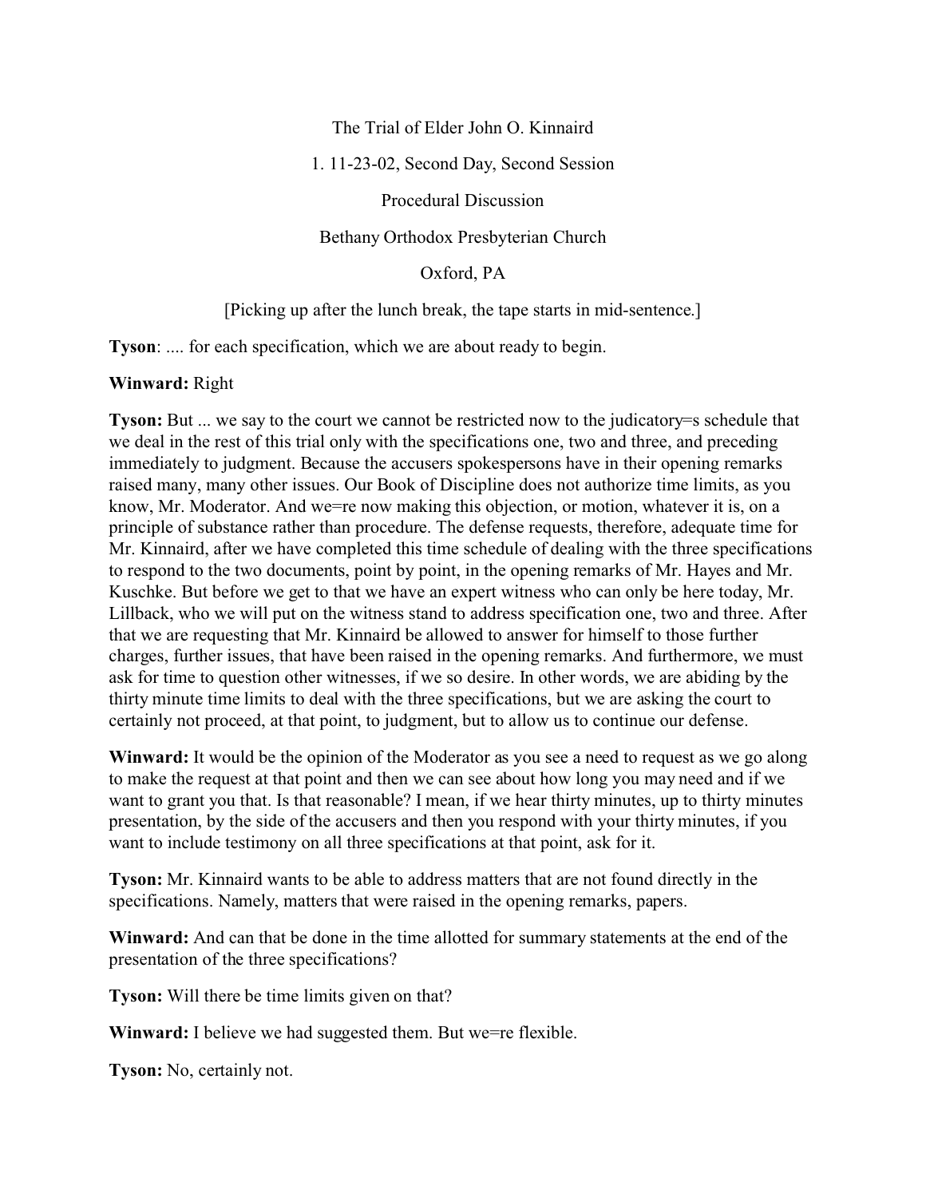The Trial of Elder John O. Kinnaird

1. 11-23-02, Second Day, Second Session

Procedural Discussion

Bethany Orthodox Presbyterian Church

Oxford, PA

[Picking up after the lunch break, the tape starts in mid-sentence.]

**Tyson**: .... for each specification, which we are about ready to begin.

**Winward:** Right

**Tyson:** But ... we say to the court we cannot be restricted now to the judicatory=s schedule that we deal in the rest of this trial only with the specifications one, two and three, and preceding immediately to judgment. Because the accusers spokespersons have in their opening remarks raised many, many other issues. Our Book of Discipline does not authorize time limits, as you know, Mr. Moderator. And we=re now making this objection, or motion, whatever it is, on a principle of substance rather than procedure. The defense requests, therefore, adequate time for Mr. Kinnaird, after we have completed this time schedule of dealing with the three specifications to respond to the two documents, point by point, in the opening remarks of Mr. Hayes and Mr. Kuschke. But before we get to that we have an expert witness who can only be here today, Mr. Lillback, who we will put on the witness stand to address specification one, two and three. After that we are requesting that Mr. Kinnaird be allowed to answer for himself to those further charges, further issues, that have been raised in the opening remarks. And furthermore, we must ask for time to question other witnesses, if we so desire. In other words, we are abiding by the thirty minute time limits to deal with the three specifications, but we are asking the court to certainly not proceed, at that point, to judgment, but to allow us to continue our defense.

**Winward:** It would be the opinion of the Moderator as you see a need to request as we go along to make the request at that point and then we can see about how long you may need and if we want to grant you that. Is that reasonable? I mean, if we hear thirty minutes, up to thirty minutes presentation, by the side of the accusers and then you respond with your thirty minutes, if you want to include testimony on all three specifications at that point, ask for it.

**Tyson:** Mr. Kinnaird wants to be able to address matters that are not found directly in the specifications. Namely, matters that were raised in the opening remarks, papers.

**Winward:** And can that be done in the time allotted for summary statements at the end of the presentation of the three specifications?

**Tyson:** Will there be time limits given on that?

**Winward:** I believe we had suggested them. But we=re flexible.

**Tyson:** No, certainly not.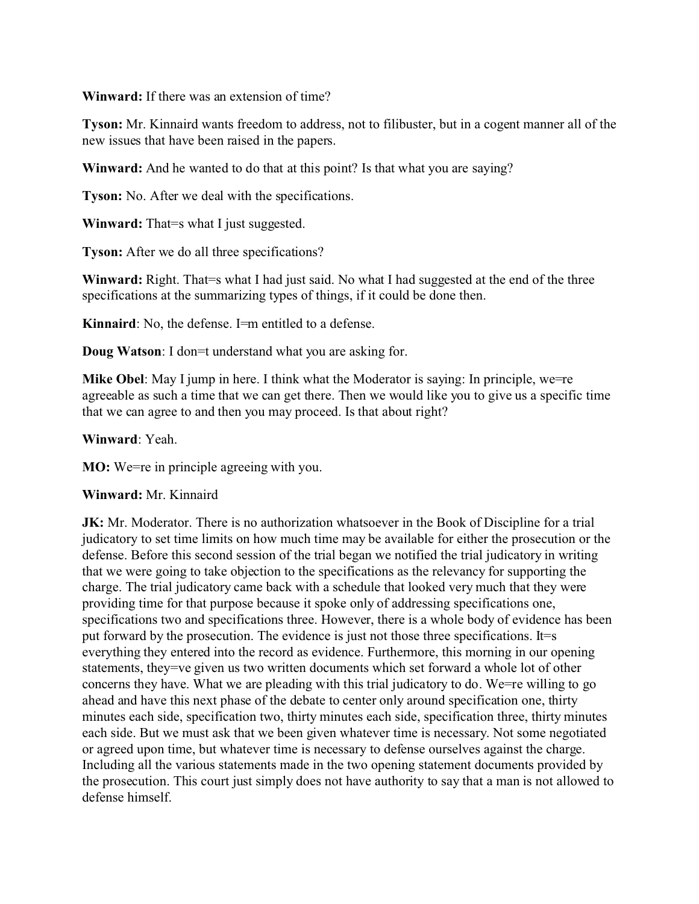**Winward:** If there was an extension of time?

**Tyson:** Mr. Kinnaird wants freedom to address, not to filibuster, but in a cogent manner all of the new issues that have been raised in the papers.

**Winward:** And he wanted to do that at this point? Is that what you are saying?

**Tyson:** No. After we deal with the specifications.

**Winward:** That=s what I just suggested.

**Tyson:** After we do all three specifications?

**Winward:** Right. That=s what I had just said. No what I had suggested at the end of the three specifications at the summarizing types of things, if it could be done then.

**Kinnaird**: No, the defense. I=m entitled to a defense.

**Doug Watson**: I don=t understand what you are asking for.

**Mike Obel**: May I jump in here. I think what the Moderator is saying: In principle, we=re agreeable as such a time that we can get there. Then we would like you to give us a specific time that we can agree to and then you may proceed. Is that about right?

**Winward**: Yeah.

**MO:** We=re in principle agreeing with you.

**Winward:** Mr. Kinnaird

**JK:** Mr. Moderator. There is no authorization whatsoever in the Book of Discipline for a trial judicatory to set time limits on how much time may be available for either the prosecution or the defense. Before this second session of the trial began we notified the trial judicatory in writing that we were going to take objection to the specifications as the relevancy for supporting the charge. The trial judicatory came back with a schedule that looked very much that they were providing time for that purpose because it spoke only of addressing specifications one, specifications two and specifications three. However, there is a whole body of evidence has been put forward by the prosecution. The evidence is just not those three specifications. It=s everything they entered into the record as evidence. Furthermore, this morning in our opening statements, they=ve given us two written documents which set forward a whole lot of other concerns they have. What we are pleading with this trial judicatory to do. We=re willing to go ahead and have this next phase of the debate to center only around specification one, thirty minutes each side, specification two, thirty minutes each side, specification three, thirty minutes each side. But we must ask that we been given whatever time is necessary. Not some negotiated or agreed upon time, but whatever time is necessary to defense ourselves against the charge. Including all the various statements made in the two opening statement documents provided by the prosecution. This court just simply does not have authority to say that a man is not allowed to defense himself.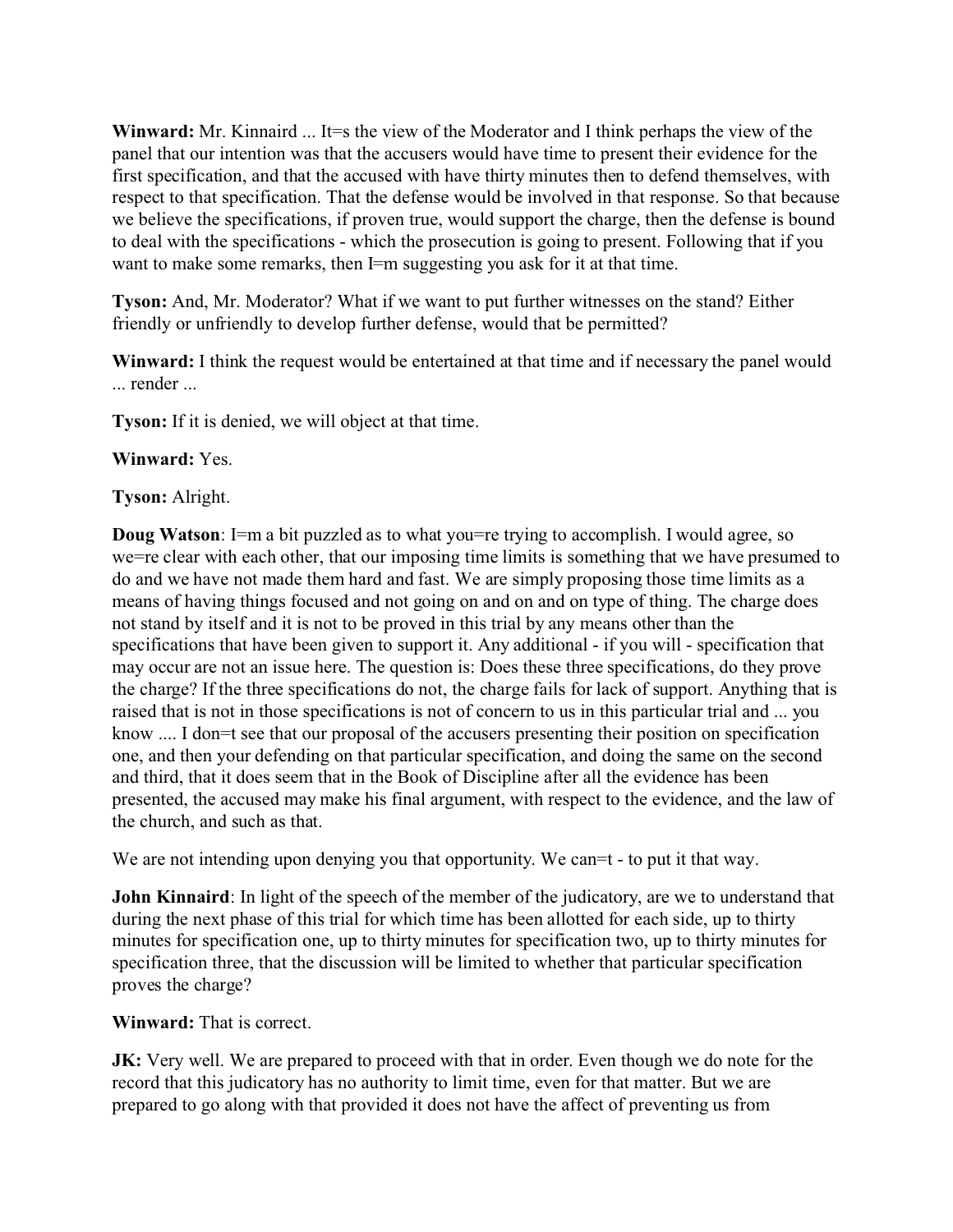**Winward:** Mr. Kinnaird ... It=s the view of the Moderator and I think perhaps the view of the panel that our intention was that the accusers would have time to present their evidence for the first specification, and that the accused with have thirty minutes then to defend themselves, with respect to that specification. That the defense would be involved in that response. So that because we believe the specifications, if proven true, would support the charge, then the defense is bound to deal with the specifications - which the prosecution is going to present. Following that if you want to make some remarks, then I=m suggesting you ask for it at that time.

**Tyson:** And, Mr. Moderator? What if we want to put further witnesses on the stand? Either friendly or unfriendly to develop further defense, would that be permitted?

**Winward:** I think the request would be entertained at that time and if necessary the panel would ... render ...

**Tyson:** If it is denied, we will object at that time.

**Winward:** Yes.

**Tyson:** Alright.

**Doug Watson**: I=m a bit puzzled as to what you=re trying to accomplish. I would agree, so we=re clear with each other, that our imposing time limits is something that we have presumed to do and we have not made them hard and fast. We are simply proposing those time limits as a means of having things focused and not going on and on and on type of thing. The charge does not stand by itself and it is not to be proved in this trial by any means other than the specifications that have been given to support it. Any additional - if you will - specification that may occur are not an issue here. The question is: Does these three specifications, do they prove the charge? If the three specifications do not, the charge fails for lack of support. Anything that is raised that is not in those specifications is not of concern to us in this particular trial and ... you know .... I don=t see that our proposal of the accusers presenting their position on specification one, and then your defending on that particular specification, and doing the same on the second and third, that it does seem that in the Book of Discipline after all the evidence has been presented, the accused may make his final argument, with respect to the evidence, and the law of the church, and such as that.

We are not intending upon denying you that opportunity. We can=t - to put it that way.

**John Kinnaird**: In light of the speech of the member of the judicatory, are we to understand that during the next phase of this trial for which time has been allotted for each side, up to thirty minutes for specification one, up to thirty minutes for specification two, up to thirty minutes for specification three, that the discussion will be limited to whether that particular specification proves the charge?

**Winward:** That is correct.

**JK:** Very well. We are prepared to proceed with that in order. Even though we do note for the record that this judicatory has no authority to limit time, even for that matter. But we are prepared to go along with that provided it does not have the affect of preventing us from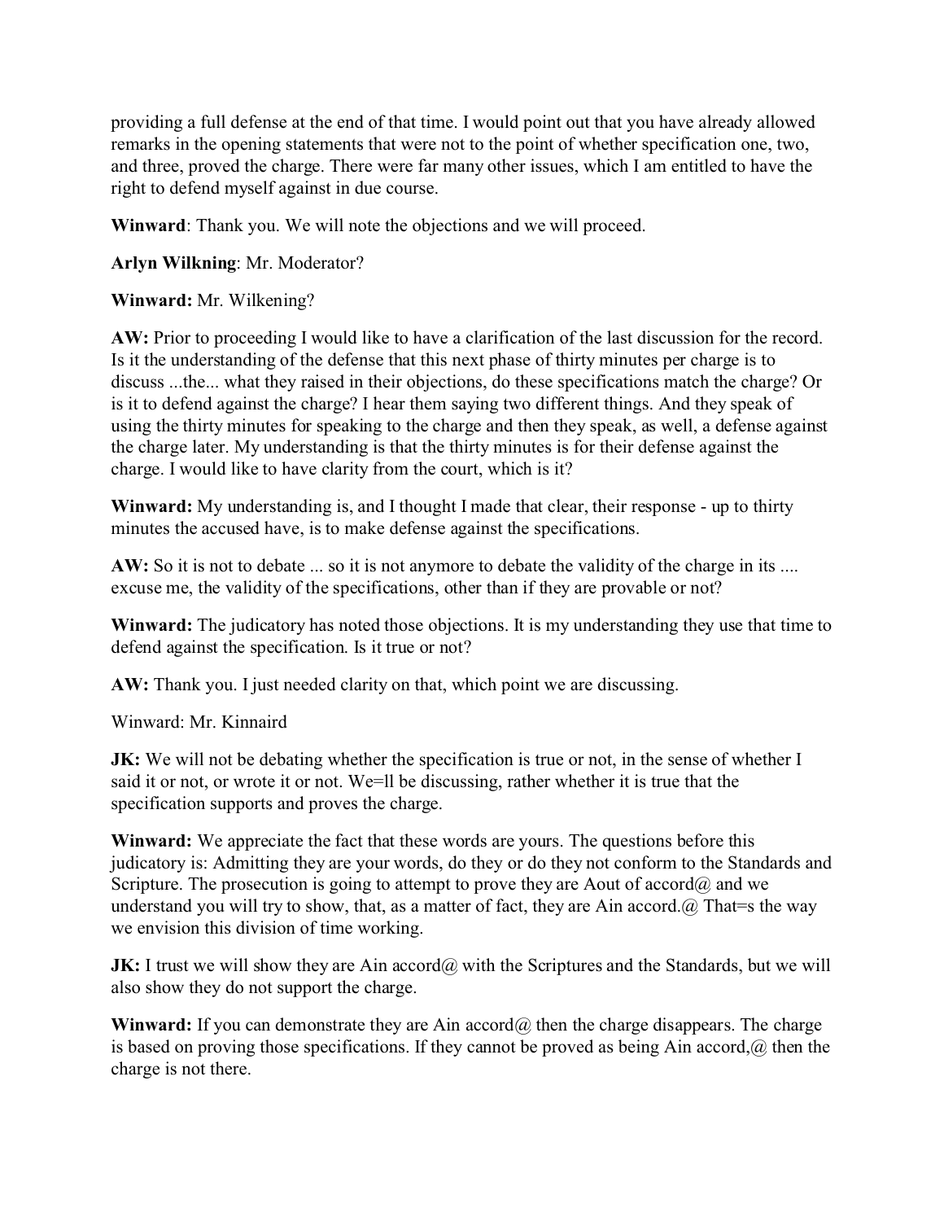providing a full defense at the end of that time. I would point out that you have already allowed remarks in the opening statements that were not to the point of whether specification one, two, and three, proved the charge. There were far many other issues, which I am entitled to have the right to defend myself against in due course.

**Winward**: Thank you. We will note the objections and we will proceed.

**Arlyn Wilkning**: Mr. Moderator?

**Winward:** Mr. Wilkening?

**AW:** Prior to proceeding I would like to have a clarification of the last discussion for the record. Is it the understanding of the defense that this next phase of thirty minutes per charge is to discuss ...the... what they raised in their objections, do these specifications match the charge? Or is it to defend against the charge? I hear them saying two different things. And they speak of using the thirty minutes for speaking to the charge and then they speak, as well, a defense against the charge later. My understanding is that the thirty minutes is for their defense against the charge. I would like to have clarity from the court, which is it?

**Winward:** My understanding is, and I thought I made that clear, their response - up to thirty minutes the accused have, is to make defense against the specifications.

**AW:** So it is not to debate ... so it is not anymore to debate the validity of the charge in its .... excuse me, the validity of the specifications, other than if they are provable or not?

**Winward:** The judicatory has noted those objections. It is my understanding they use that time to defend against the specification. Is it true or not?

**AW:** Thank you. I just needed clarity on that, which point we are discussing.

Winward: Mr. Kinnaird

**JK:** We will not be debating whether the specification is true or not, in the sense of whether I said it or not, or wrote it or not. We=ll be discussing, rather whether it is true that the specification supports and proves the charge.

**Winward:** We appreciate the fact that these words are yours. The questions before this judicatory is: Admitting they are your words, do they or do they not conform to the Standards and Scripture. The prosecution is going to attempt to prove they are Aout of accord@ and we understand you will try to show, that, as a matter of fact, they are Ain accord.@ That=s the way we envision this division of time working.

**JK:** I trust we will show they are Ain accord@ with the Scriptures and the Standards, but we will also show they do not support the charge.

**Winward:** If you can demonstrate they are Ain accord@ then the charge disappears. The charge is based on proving those specifications. If they cannot be proved as being Ain accord,@ then the charge is not there.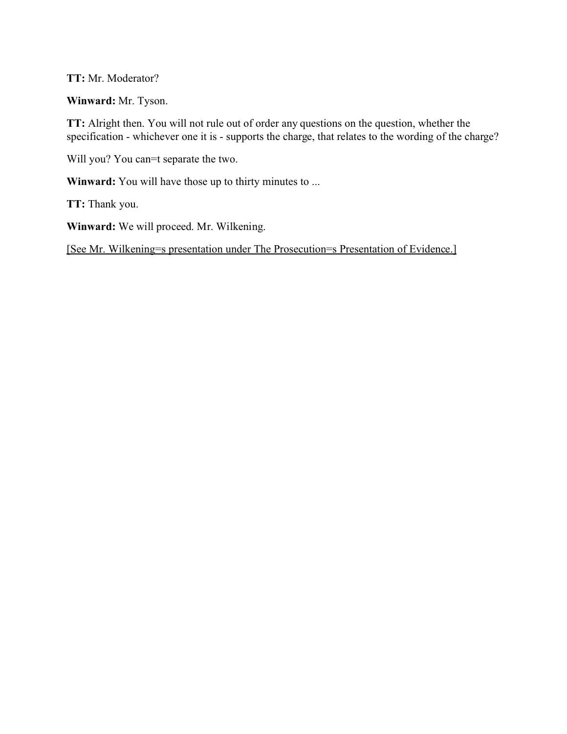**TT:** Mr. Moderator?

**Winward:** Mr. Tyson.

**TT:** Alright then. You will not rule out of order any questions on the question, whether the specification - whichever one it is - supports the charge, that relates to the wording of the charge?

Will you? You can=t separate the two.

**Winward:** You will have those up to thirty minutes to ...

**TT:** Thank you.

**Winward:** We will proceed. Mr. Wilkening.

<u>[See Mr. Wilkening=s presentation under The Prosecution=s Presentation of Evidence.]</u>